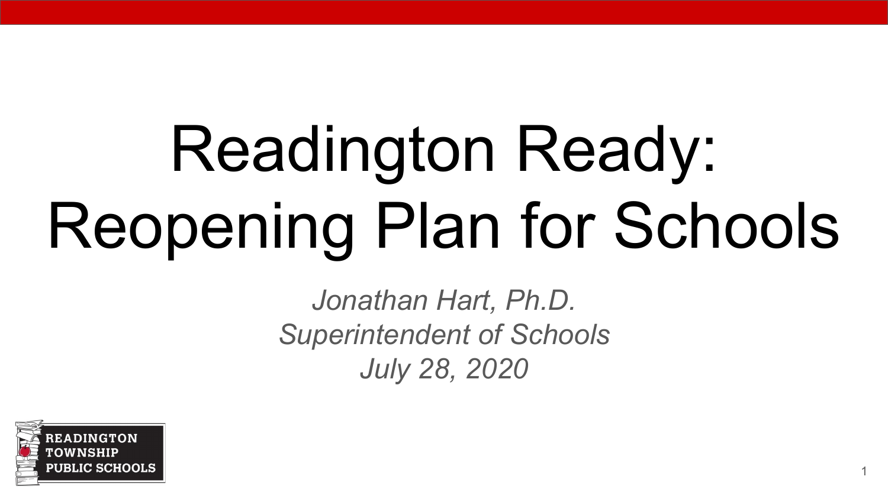# Readington Ready: Reopening Plan for Schools

*Jonathan Hart, Ph.D.*
*Superintendent of Schools*
*July 28, 2020*

READINGTON TOWNSHIP PUBLIC SCHOOLS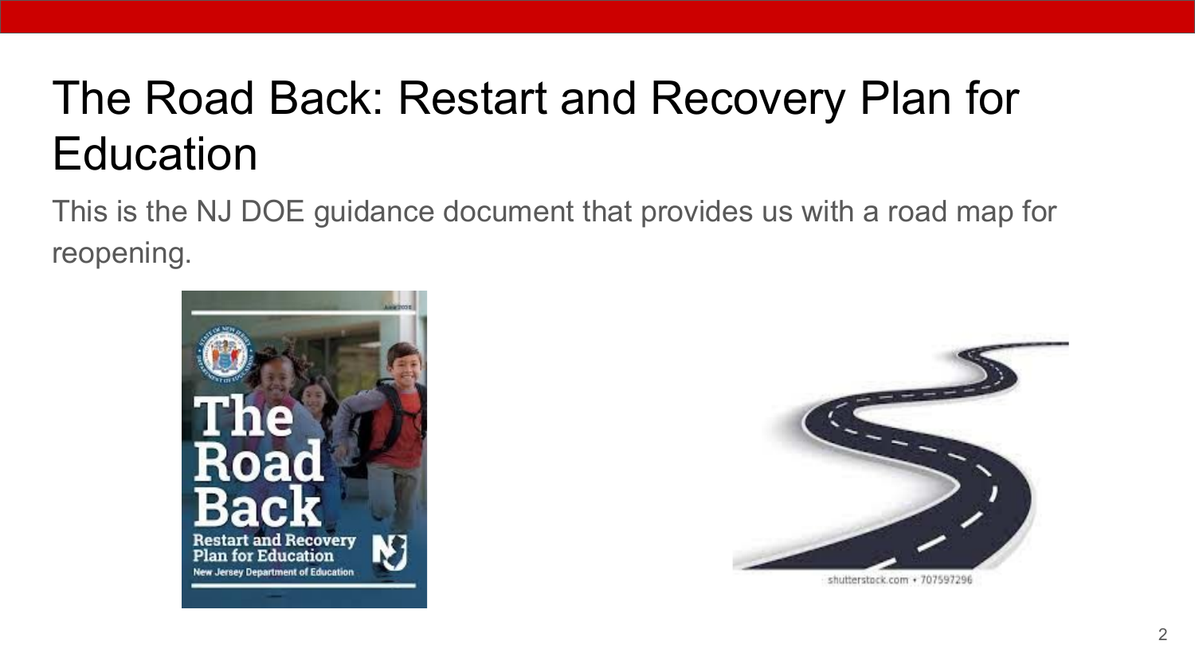# The Road Back: Restart and Recovery Plan for Education

This is the NJ DOE guidance document that provides us with a road map for reopening.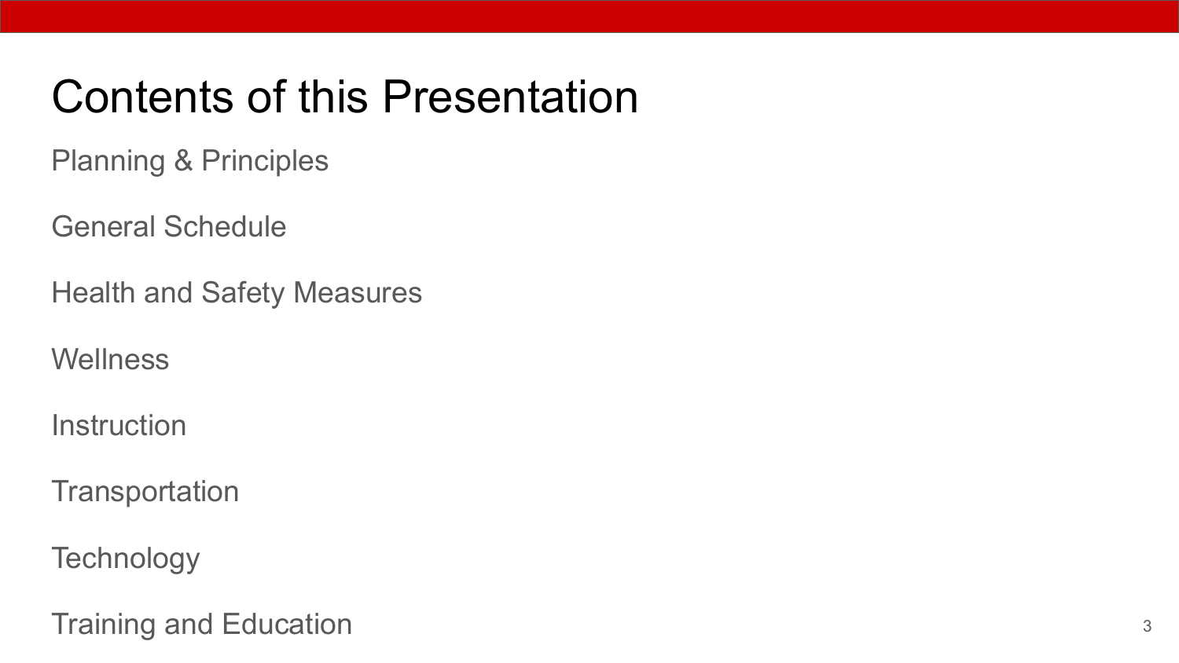# Contents of this Presentation

Planning & Principles

General Schedule

Health and Safety Measures

Wellness

Instruction

Transportation

Technology

Training and Education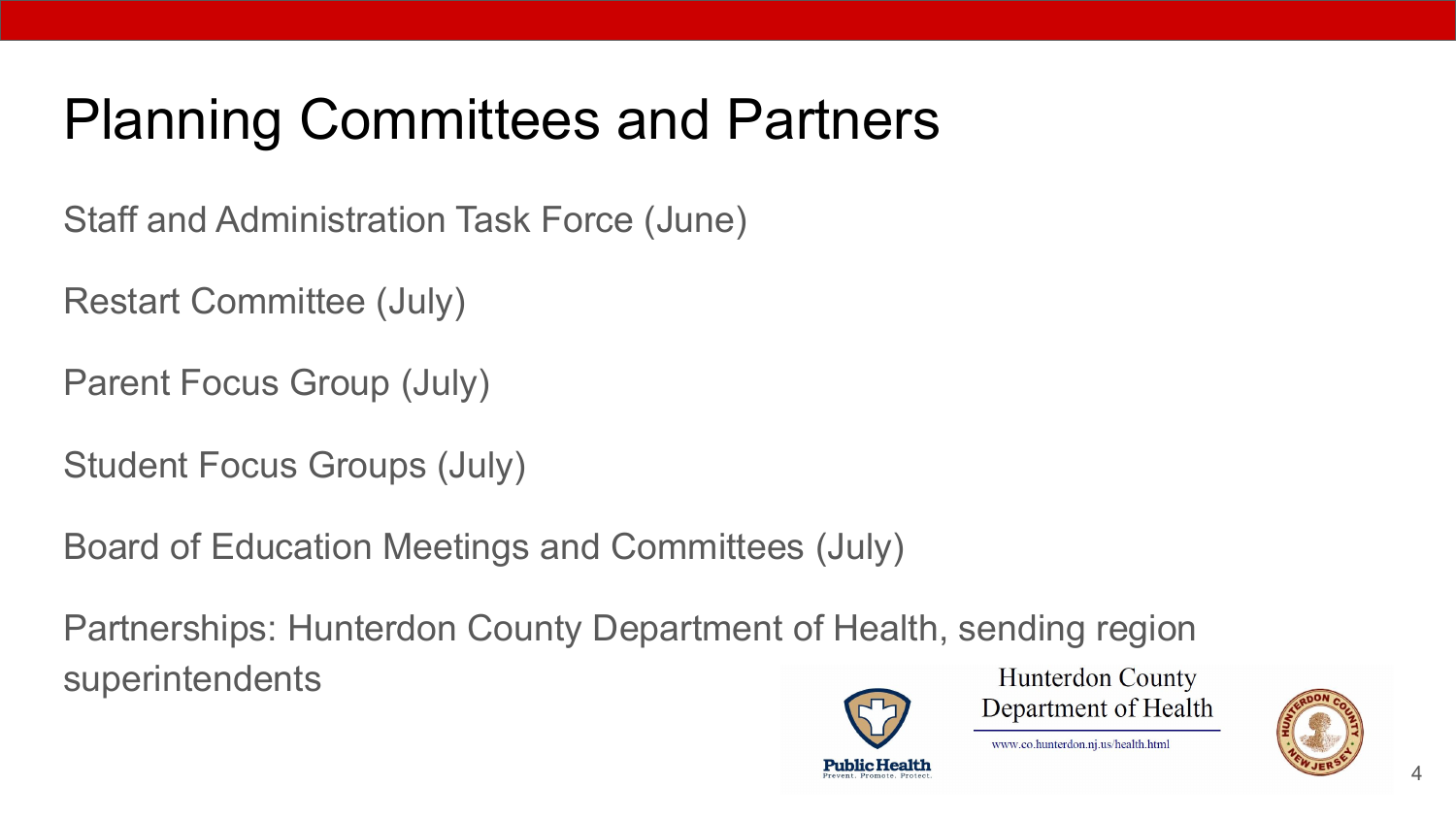# Planning Committees and Partners

Staff and Administration Task Force (June)

Restart Committee (July)

Parent Focus Group (July)

Student Focus Groups (July)

Board of Education Meetings and Committees (July)

Partnerships: Hunterdon County Department of Health, sending region superintendents

Public Health
Prevent. Promote. Protect.

Hunterdon County
Department of Health

www.co.hunterdon.nj.us/health.html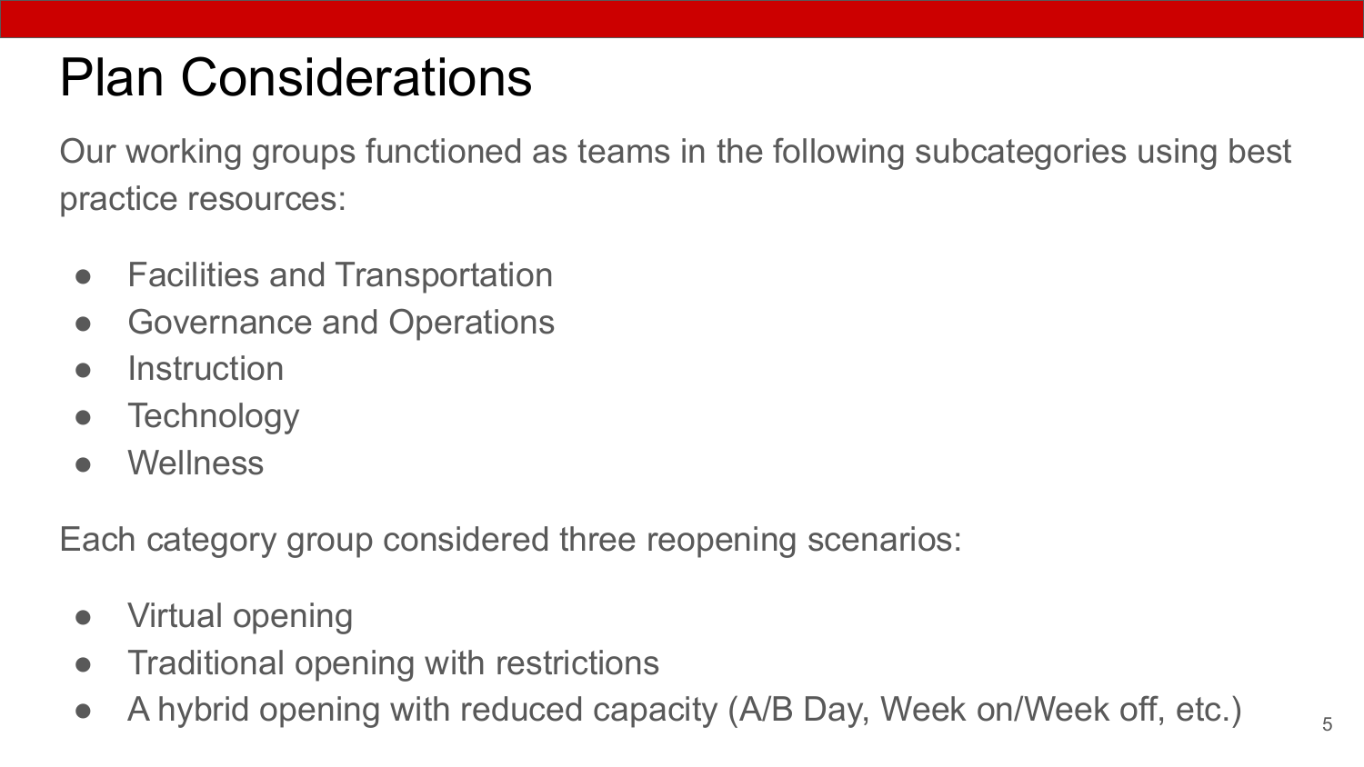# Plan Considerations

Our working groups functioned as teams in the following subcategories using best practice resources:

- Facilities and Transportation
- Governance and Operations
- Instruction
- Technology
- Wellness

Each category group considered three reopening scenarios:

- Virtual opening
- Traditional opening with restrictions
- A hybrid opening with reduced capacity (A/B Day, Week on/Week off, etc.)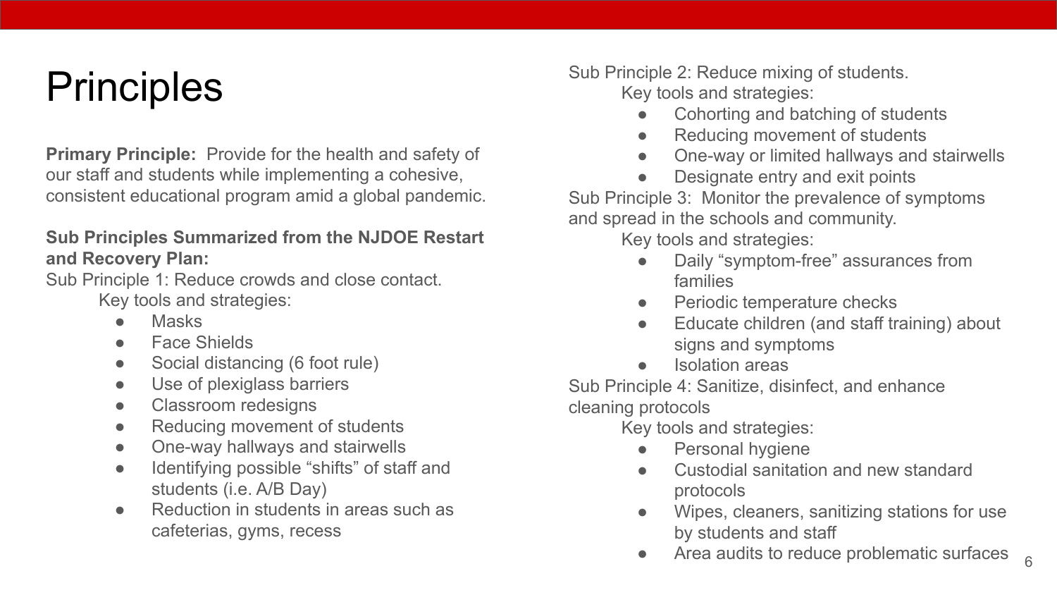# Principles

**Primary Principle:** Provide for the health and safety of our staff and students while implementing a cohesive, consistent educational program amid a global pandemic.

**Sub Principles Summarized from the NJDOE Restart and Recovery Plan:**

Sub Principle 1: Reduce crowds and close contact.

Key tools and strategies:

- Masks
- Face Shields
- Social distancing (6 foot rule)
- Use of plexiglass barriers
- Classroom redesigns
- Reducing movement of students
- One-way hallways and stairwells
- Identifying possible "shifts" of staff and students (i.e. A/B Day)
- Reduction in students in areas such as cafeterias, gyms, recess

Sub Principle 2: Reduce mixing of students.

Key tools and strategies:

- Cohorting and batching of students
- Reducing movement of students
- One-way or limited hallways and stairwells
- Designate entry and exit points

Sub Principle 3: Monitor the prevalence of symptoms and spread in the schools and community.

Key tools and strategies:

- Daily "symptom-free" assurances from families
- Periodic temperature checks
- Educate children (and staff training) about signs and symptoms
- Isolation areas

Sub Principle 4: Sanitize, disinfect, and enhance cleaning protocols

Key tools and strategies:

- Personal hygiene
- Custodial sanitation and new standard protocols
- Wipes, cleaners, sanitizing stations for use by students and staff
- Area audits to reduce problematic surfaces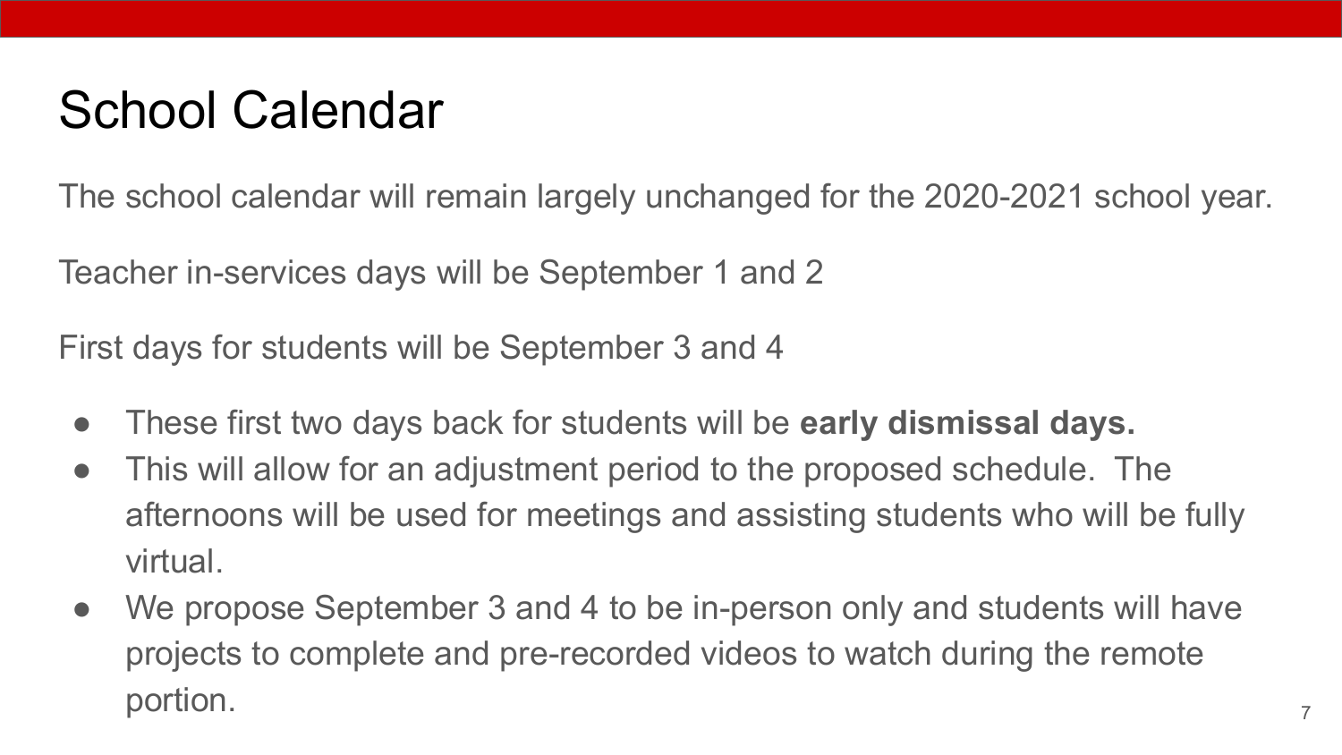# School Calendar

The school calendar will remain largely unchanged for the 2020-2021 school year.

Teacher in-services days will be September 1 and 2

First days for students will be September 3 and 4

- These first two days back for students will be **early dismissal days.**
- This will allow for an adjustment period to the proposed schedule. The afternoons will be used for meetings and assisting students who will be fully virtual.
- We propose September 3 and 4 to be in-person only and students will have projects to complete and pre-recorded videos to watch during the remote portion.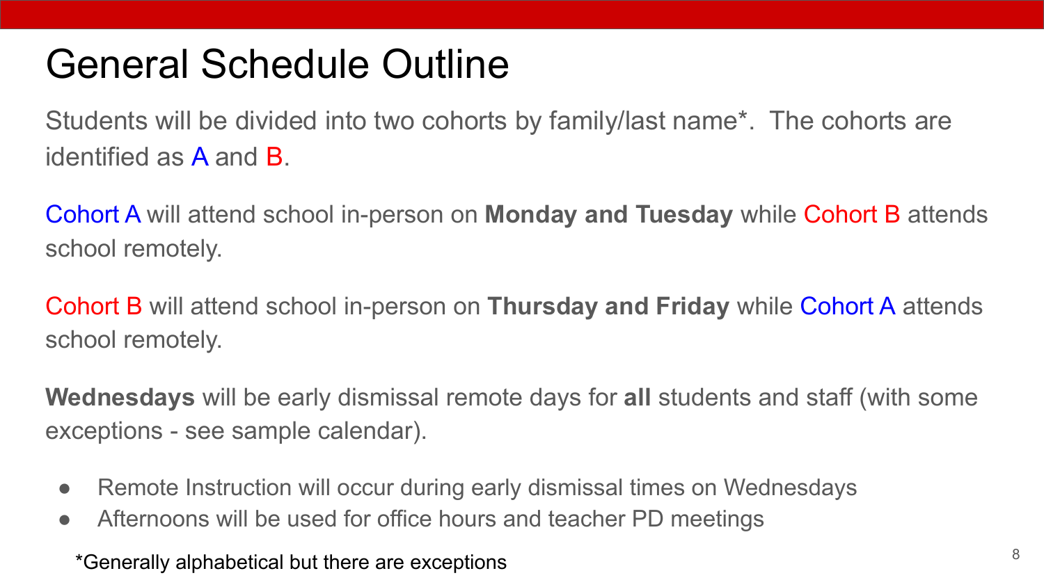# General Schedule Outline

Students will be divided into two cohorts by family/last name*. The cohorts are identified as A and B.

Cohort A will attend school in-person on **Monday and Tuesday** while Cohort B attends school remotely.

Cohort B will attend school in-person on **Thursday and Friday** while Cohort A attends school remotely.

**Wednesdays** will be early dismissal remote days for **all** students and staff (with some exceptions - see sample calendar).

- Remote Instruction will occur during early dismissal times on Wednesdays
- Afternoons will be used for office hours and teacher PD meetings

*Generally alphabetical but there are exceptions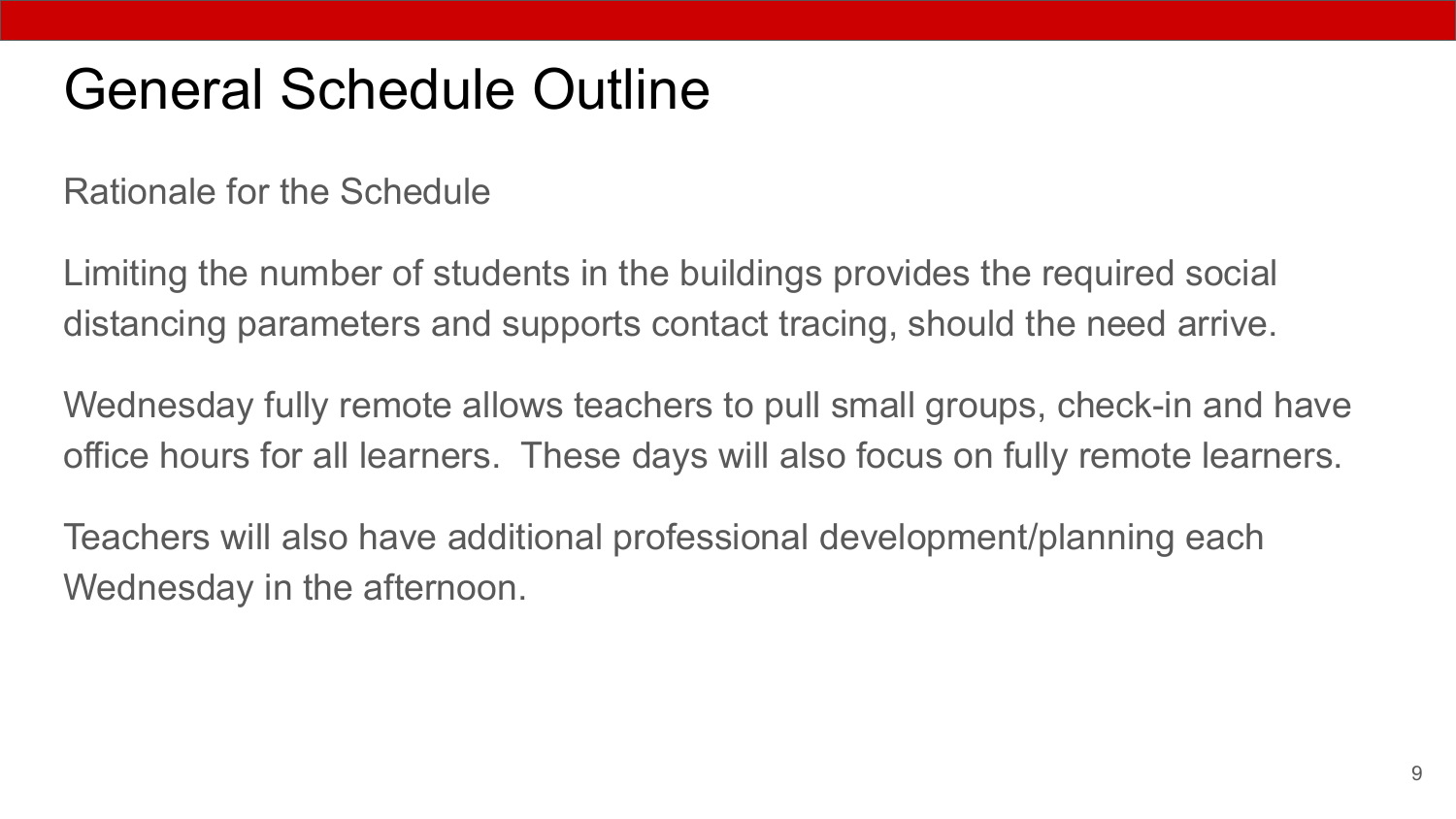# General Schedule Outline

Rationale for the Schedule

Limiting the number of students in the buildings provides the required social distancing parameters and supports contact tracing, should the need arrive.

Wednesday fully remote allows teachers to pull small groups, check-in and have office hours for all learners. These days will also focus on fully remote learners.

Teachers will also have additional professional development/planning each Wednesday in the afternoon.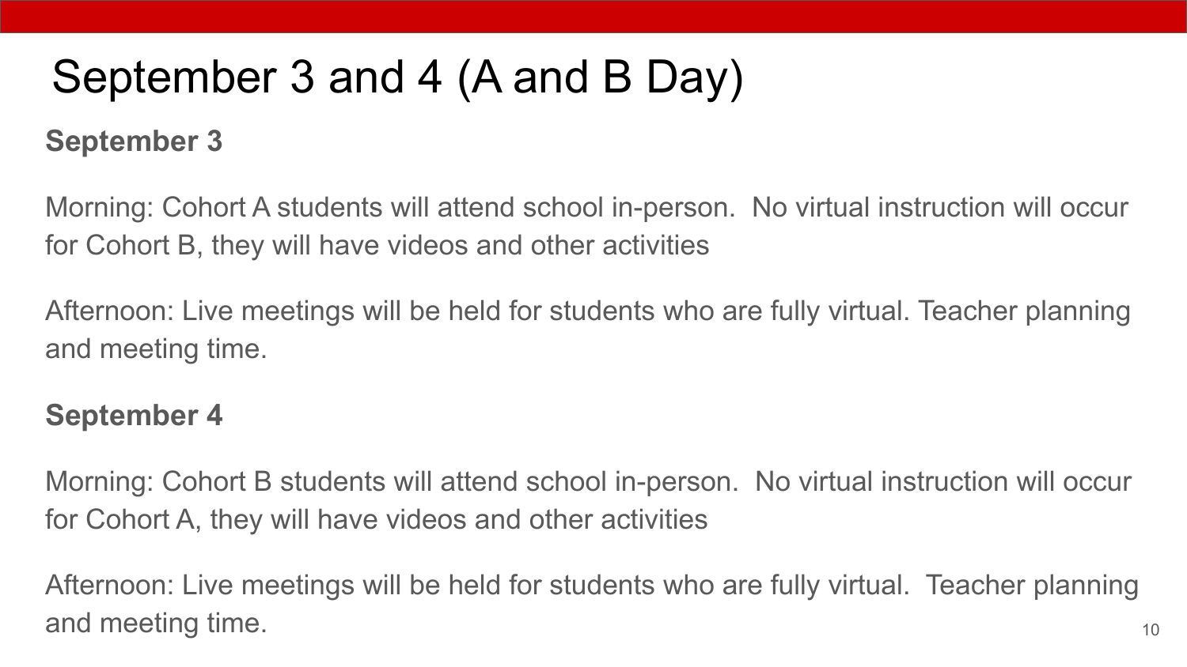# September 3 and 4 (A and B Day)

**September 3**

Morning: Cohort A students will attend school in-person.  No virtual instruction will occur for Cohort B, they will have videos and other activities

Afternoon: Live meetings will be held for students who are fully virtual. Teacher planning and meeting time.

**September 4**

Morning: Cohort B students will attend school in-person.  No virtual instruction will occur for Cohort A, they will have videos and other activities

Afternoon: Live meetings will be held for students who are fully virtual.  Teacher planning and meeting time.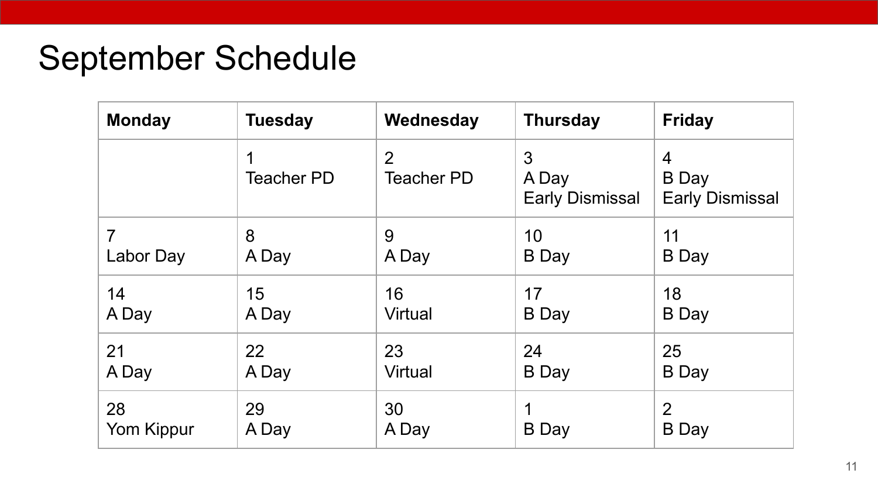# September Schedule

| Monday | Tuesday | Wednesday | Thursday | Friday |
|---|---|---|---|---|
| | 1<br>Teacher PD | 2<br>Teacher PD | 3<br>A Day<br>Early Dismissal | 4<br>B Day<br>Early Dismissal |
| 7<br>Labor Day | 8<br>A Day | 9<br>A Day | 10<br>B Day | 11<br>B Day |
| 14<br>A Day | 15<br>A Day | 16<br>Virtual | 17<br>B Day | 18<br>B Day |
| 21<br>A Day | 22<br>A Day | 23<br>Virtual | 24<br>B Day | 25<br>B Day |
| 28<br>Yom Kippur | 29<br>A Day | 30<br>A Day | 1<br>B Day | 2<br>B Day |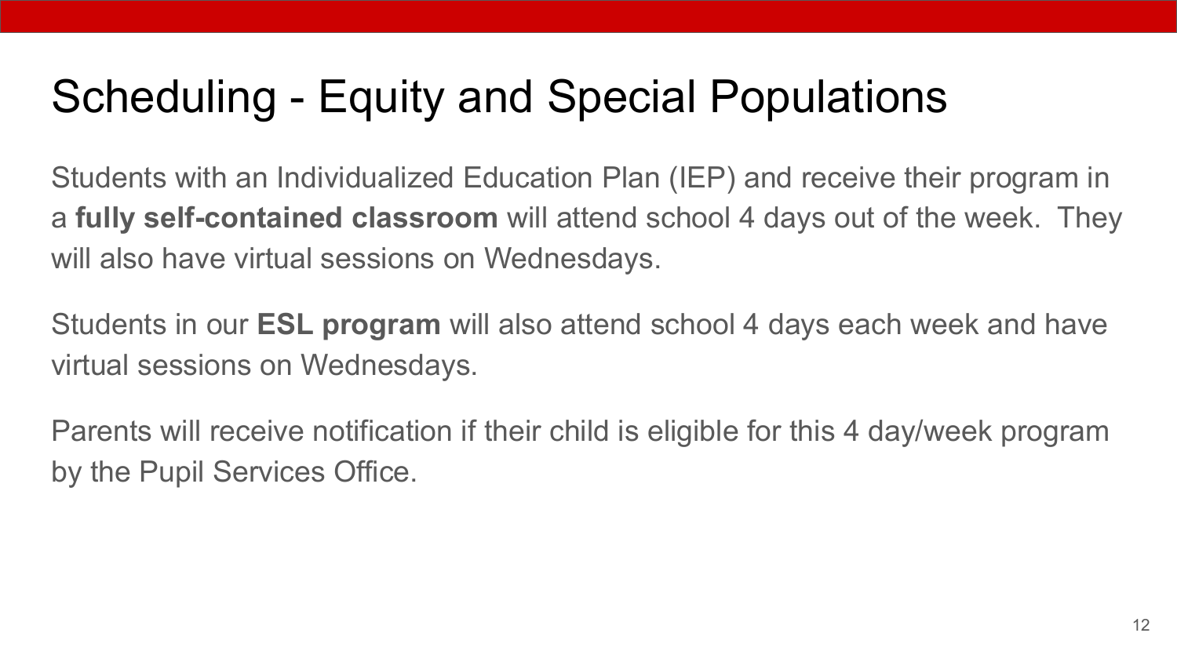# Scheduling - Equity and Special Populations

Students with an Individualized Education Plan (IEP) and receive their program in a **fully self-contained classroom** will attend school 4 days out of the week. They will also have virtual sessions on Wednesdays.

Students in our **ESL program** will also attend school 4 days each week and have virtual sessions on Wednesdays.

Parents will receive notification if their child is eligible for this 4 day/week program by the Pupil Services Office.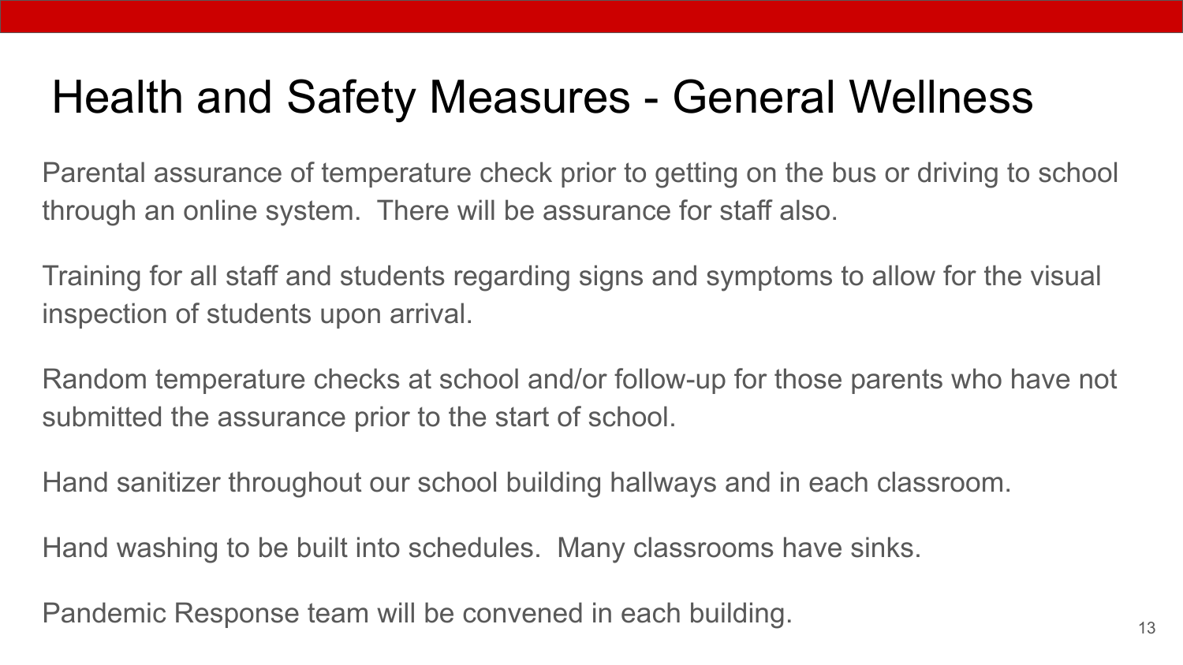# Health and Safety Measures - General Wellness

Parental assurance of temperature check prior to getting on the bus or driving to school through an online system. There will be assurance for staff also.

Training for all staff and students regarding signs and symptoms to allow for the visual inspection of students upon arrival.

Random temperature checks at school and/or follow-up for those parents who have not submitted the assurance prior to the start of school.

Hand sanitizer throughout our school building hallways and in each classroom.

Hand washing to be built into schedules. Many classrooms have sinks.

Pandemic Response team will be convened in each building.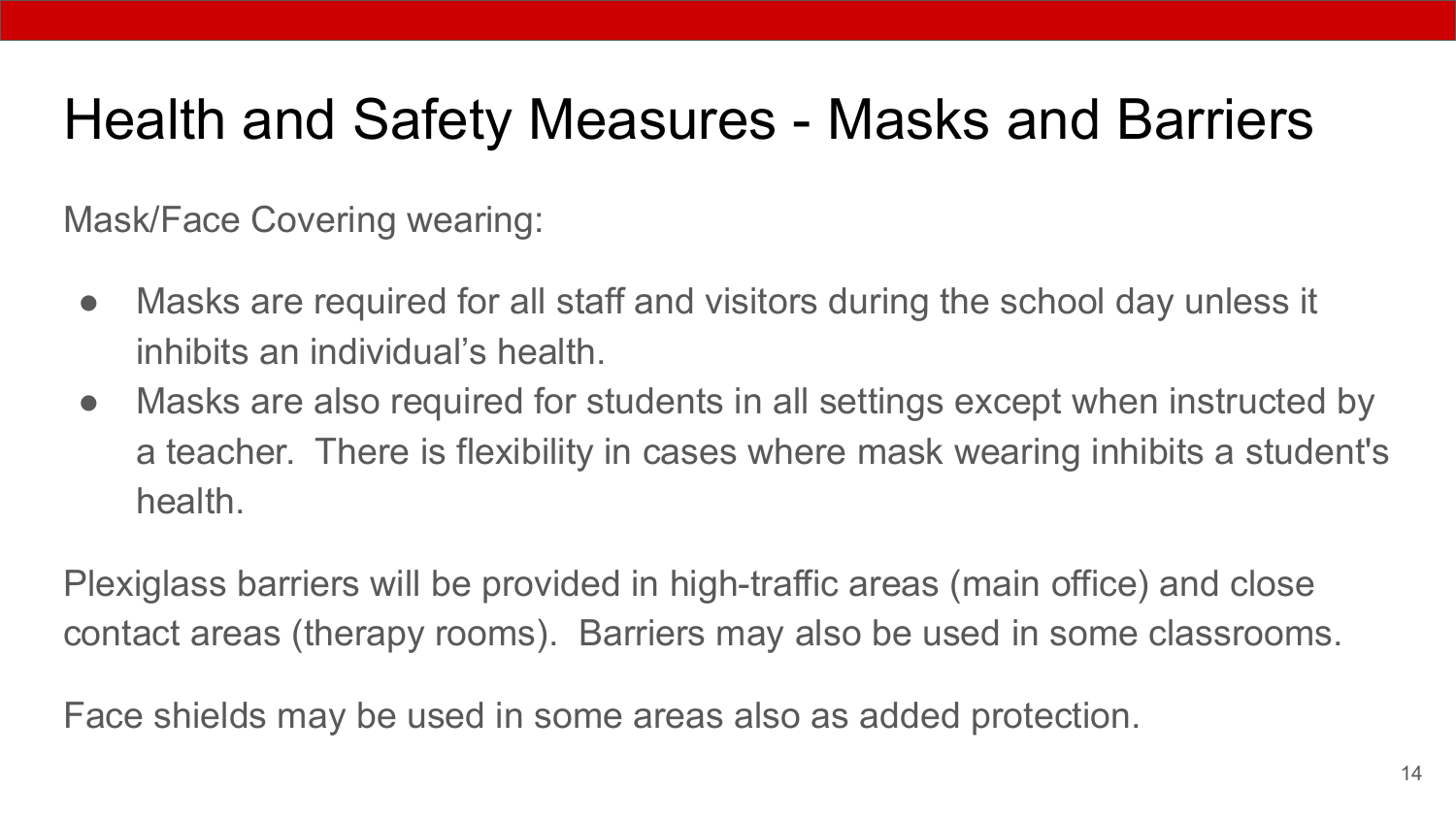# Health and Safety Measures - Masks and Barriers

Mask/Face Covering wearing:

- Masks are required for all staff and visitors during the school day unless it inhibits an individual's health.
- Masks are also required for students in all settings except when instructed by a teacher. There is flexibility in cases where mask wearing inhibits a student's health.

Plexiglass barriers will be provided in high-traffic areas (main office) and close contact areas (therapy rooms). Barriers may also be used in some classrooms.

Face shields may be used in some areas also as added protection.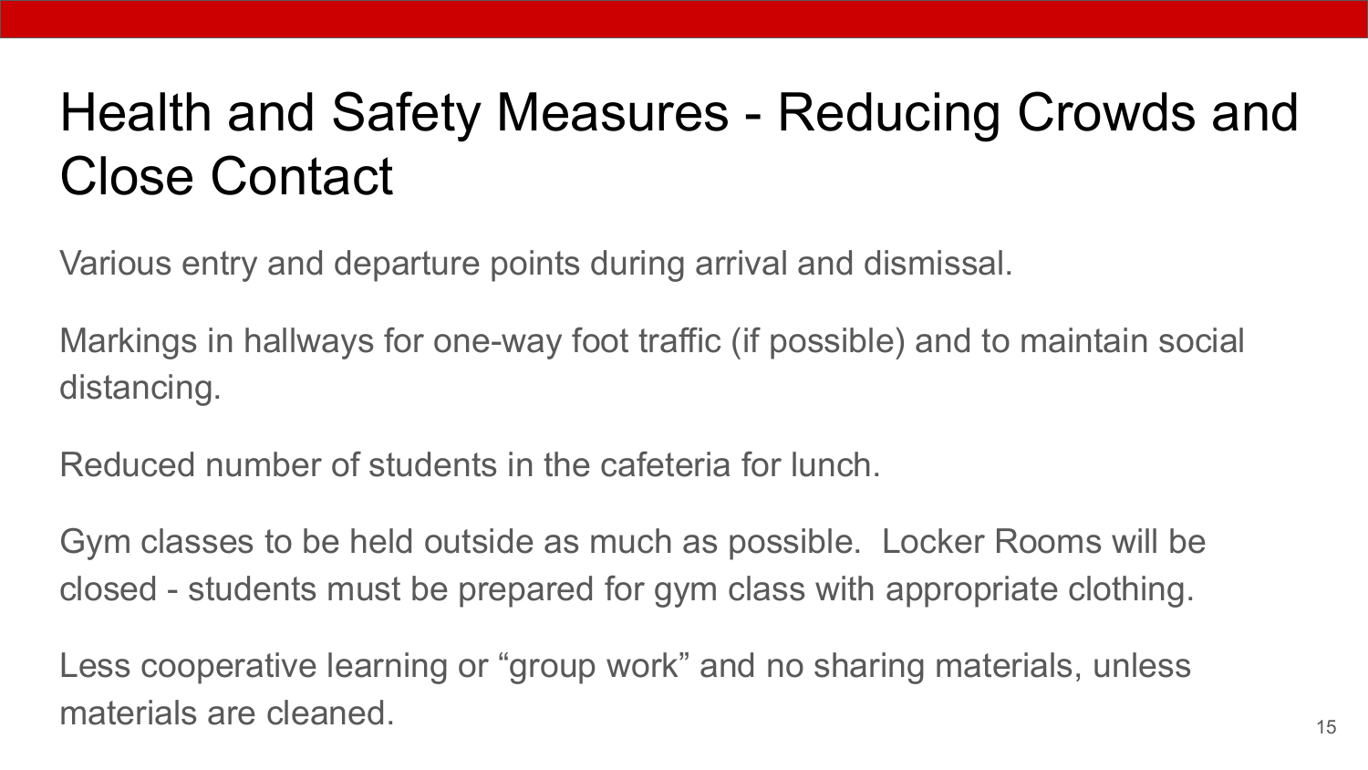# Health and Safety Measures - Reducing Crowds and Close Contact

Various entry and departure points during arrival and dismissal.

Markings in hallways for one-way foot traffic (if possible) and to maintain social distancing.

Reduced number of students in the cafeteria for lunch.

Gym classes to be held outside as much as possible.  Locker Rooms will be closed - students must be prepared for gym class with appropriate clothing.

Less cooperative learning or “group work” and no sharing materials, unless materials are cleaned.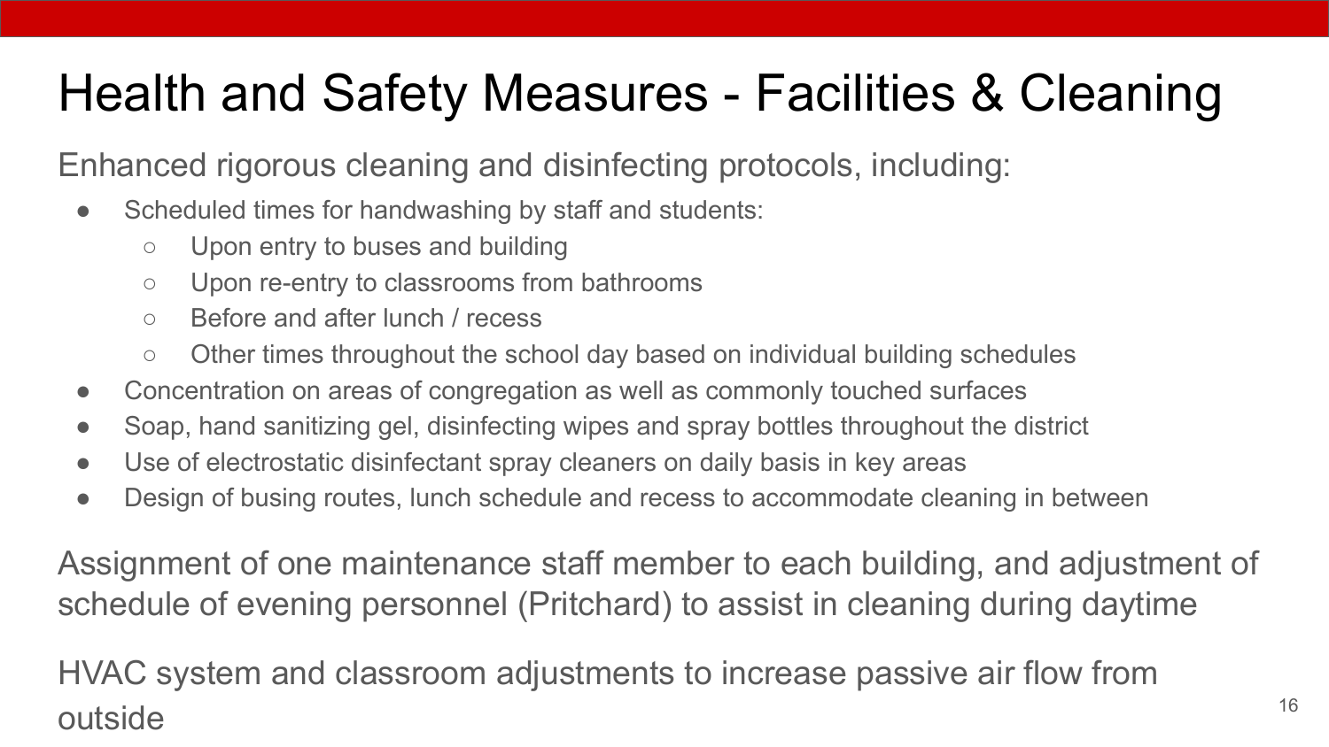# Health and Safety Measures - Facilities & Cleaning

Enhanced rigorous cleaning and disinfecting protocols, including:

- Scheduled times for handwashing by staff and students:
  - Upon entry to buses and building
  - Upon re-entry to classrooms from bathrooms
  - Before and after lunch / recess
  - Other times throughout the school day based on individual building schedules
- Concentration on areas of congregation as well as commonly touched surfaces
- Soap, hand sanitizing gel, disinfecting wipes and spray bottles throughout the district
- Use of electrostatic disinfectant spray cleaners on daily basis in key areas
- Design of busing routes, lunch schedule and recess to accommodate cleaning in between

Assignment of one maintenance staff member to each building, and adjustment of schedule of evening personnel (Pritchard) to assist in cleaning during daytime

HVAC system and classroom adjustments to increase passive air flow from outside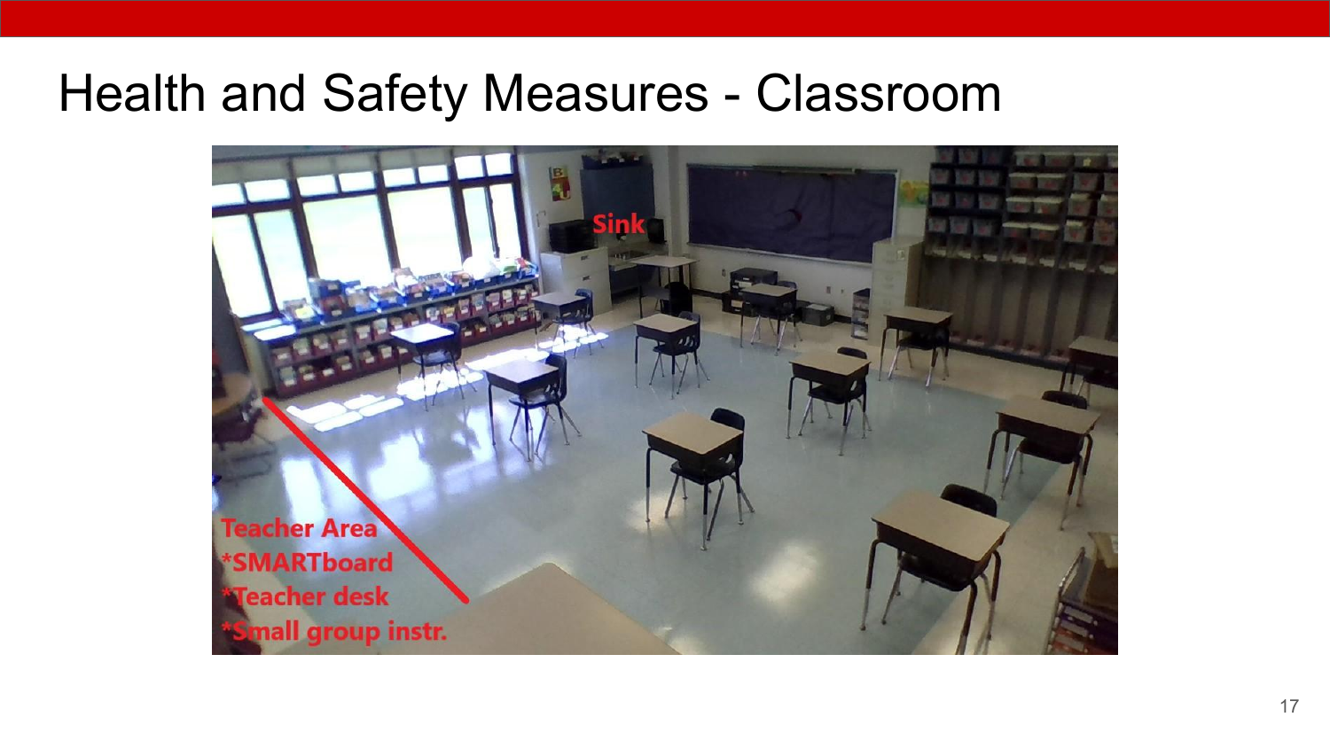# Health and Safety Measures - Classroom

Sink

Teacher Area
*SMARTboard
*Teacher desk
*Small group instr.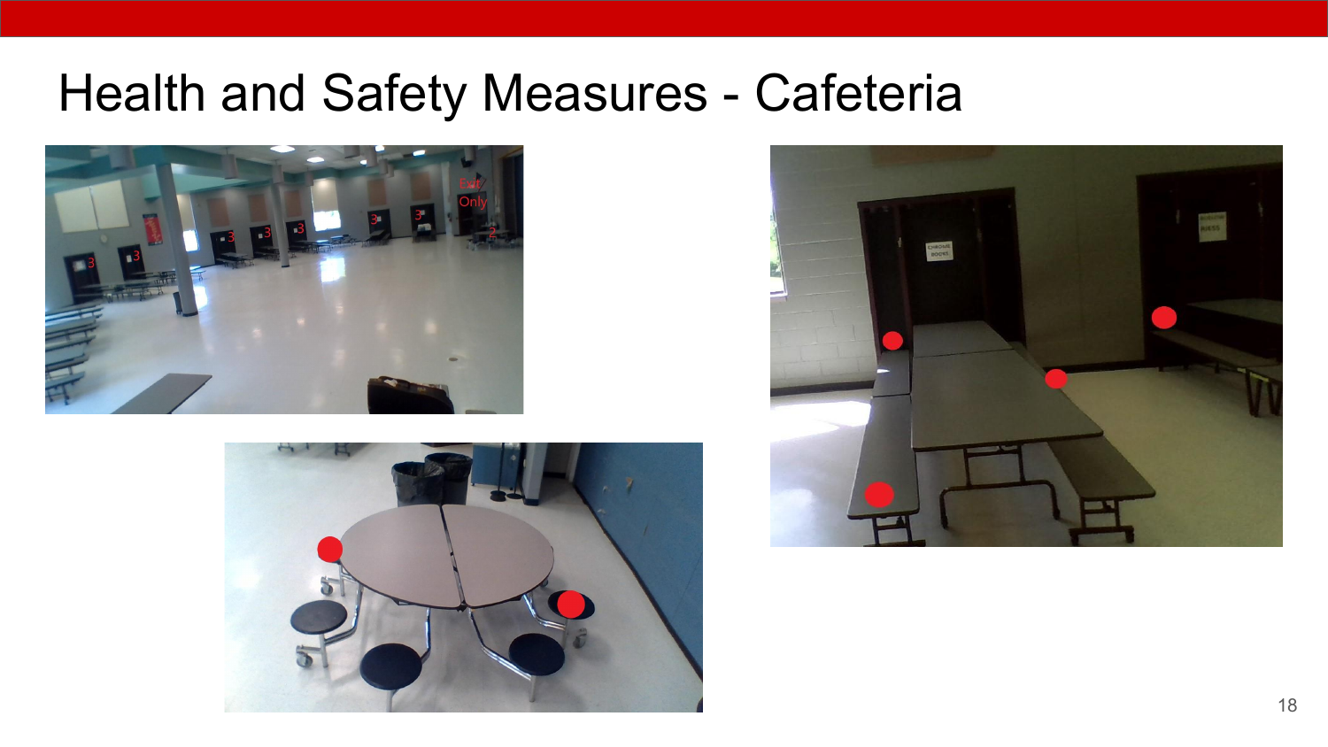# Health and Safety Measures - Cafeteria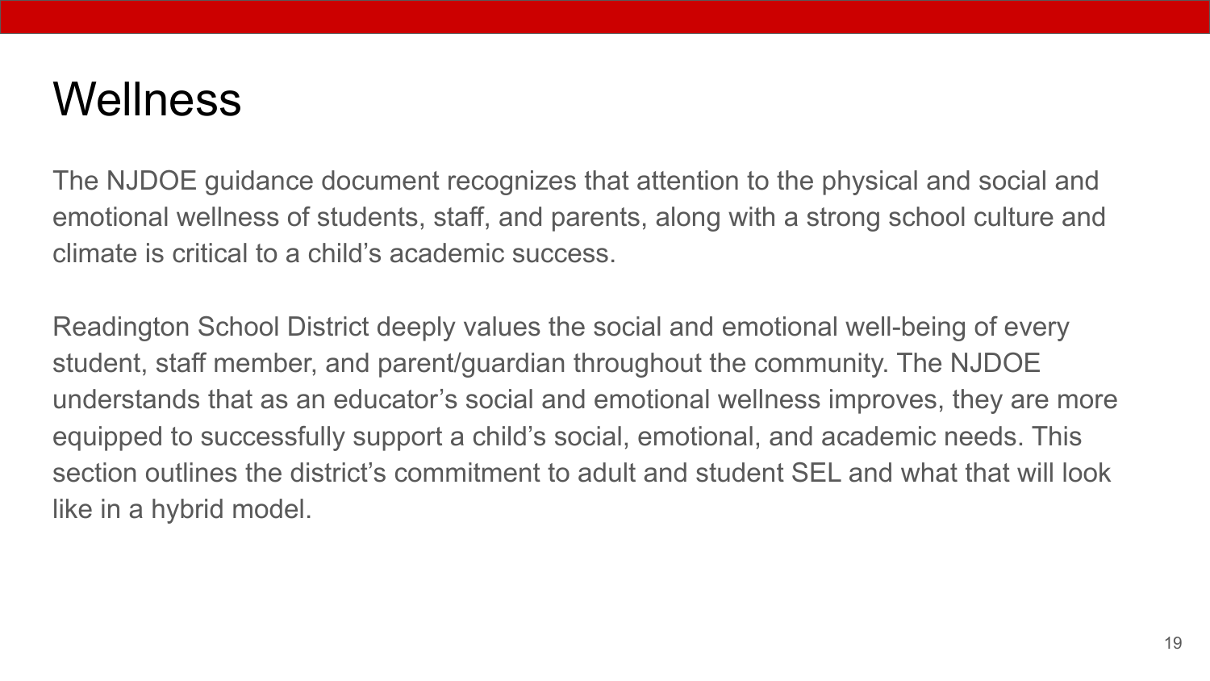# Wellness

The NJDOE guidance document recognizes that attention to the physical and social and emotional wellness of students, staff, and parents, along with a strong school culture and climate is critical to a child's academic success.

Readington School District deeply values the social and emotional well-being of every student, staff member, and parent/guardian throughout the community. The NJDOE understands that as an educator's social and emotional wellness improves, they are more equipped to successfully support a child's social, emotional, and academic needs. This section outlines the district's commitment to adult and student SEL and what that will look like in a hybrid model.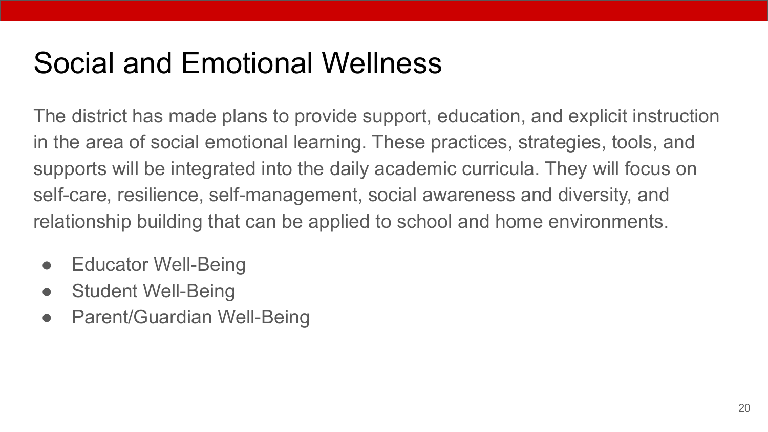# Social and Emotional Wellness

The district has made plans to provide support, education, and explicit instruction in the area of social emotional learning. These practices, strategies, tools, and supports will be integrated into the daily academic curricula. They will focus on self-care, resilience, self-management, social awareness and diversity, and relationship building that can be applied to school and home environments.

- Educator Well-Being
- Student Well-Being
- Parent/Guardian Well-Being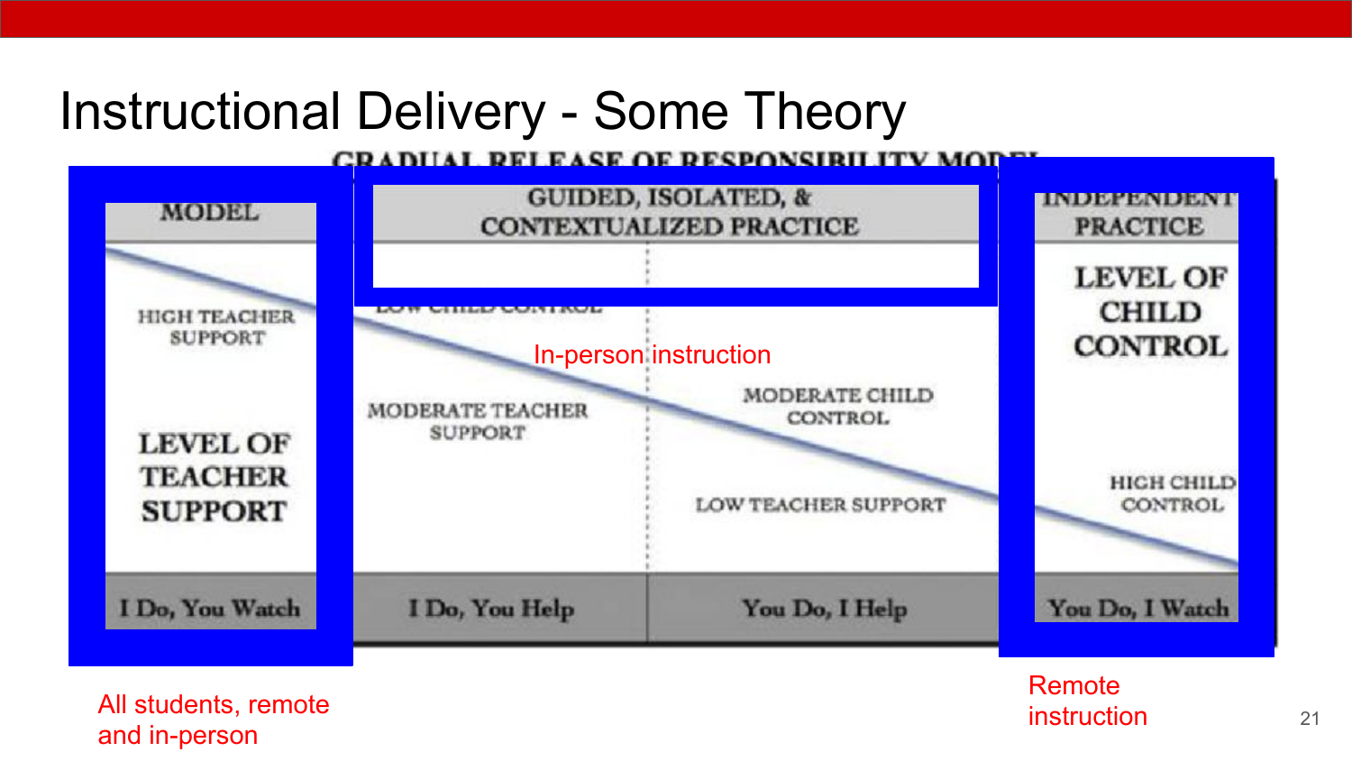# Instructional Delivery - Some Theory

GRADUAL RELEASE OF RESPONSIBILITY MODEL

| MODEL | GUIDED, ISOLATED, & CONTEXTUALIZED PRACTICE | | INDEPENDENT PRACTICE |
|---|---|---|---|
| HIGH TEACHER SUPPORT | LOW CHILD CONTROL | | LEVEL OF CHILD CONTROL |
| LEVEL OF TEACHER SUPPORT | MODERATE TEACHER SUPPORT | MODERATE CHILD CONTROL | |
| | | LOW TEACHER SUPPORT | HIGH CHILD CONTROL |
| I Do, You Watch | I Do, You Help | You Do, I Help | You Do, I Watch |

In-person instruction

All students, remote and in-person

Remote instruction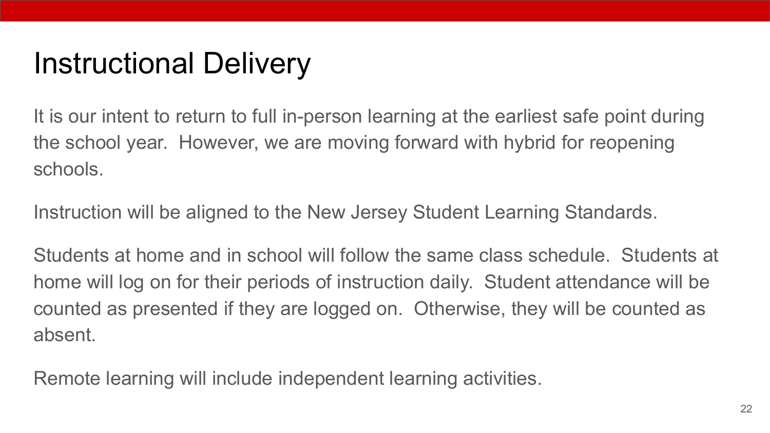# Instructional Delivery

It is our intent to return to full in-person learning at the earliest safe point during the school year.  However, we are moving forward with hybrid for reopening schools.

Instruction will be aligned to the New Jersey Student Learning Standards.

Students at home and in school will follow the same class schedule.  Students at home will log on for their periods of instruction daily.  Student attendance will be counted as presented if they are logged on.  Otherwise, they will be counted as absent.

Remote learning will include independent learning activities.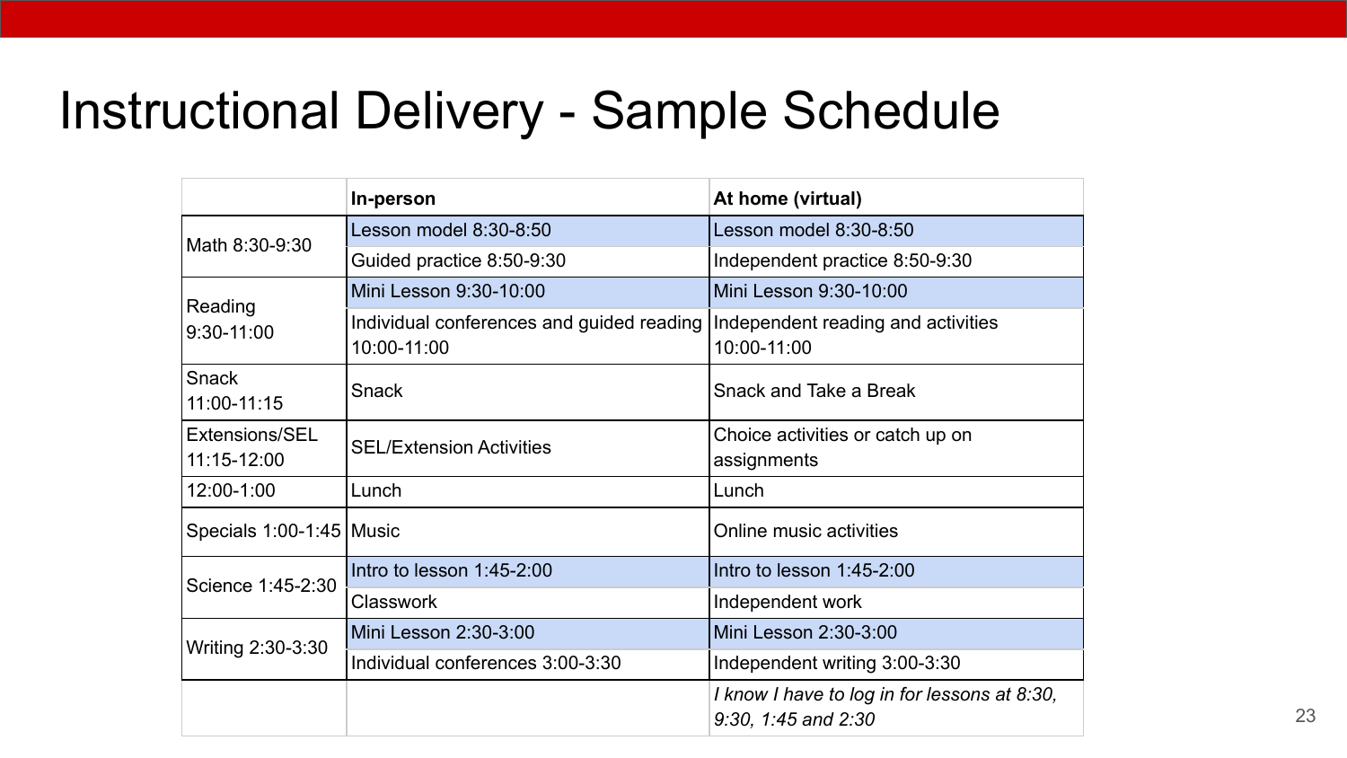# Instructional Delivery - Sample Schedule

| | **In-person** | **At home (virtual)** |
|---|---|---|
| Math 8:30-9:30 | Lesson model 8:30-8:50 | Lesson model 8:30-8:50 |
| | Guided practice 8:50-9:30 | Independent practice 8:50-9:30 |
| Reading 9:30-11:00 | Mini Lesson 9:30-10:00 | Mini Lesson 9:30-10:00 |
| | Individual conferences and guided reading 10:00-11:00 | Independent reading and activities 10:00-11:00 |
| Snack 11:00-11:15 | Snack | Snack and Take a Break |
| Extensions/SEL 11:15-12:00 | SEL/Extension Activities | Choice activities or catch up on assignments |
| 12:00-1:00 | Lunch | Lunch |
| Specials 1:00-1:45 | Music | Online music activities |
| Science 1:45-2:30 | Intro to lesson 1:45-2:00 | Intro to lesson 1:45-2:00 |
| | Classwork | Independent work |
| Writing 2:30-3:30 | Mini Lesson 2:30-3:00 | Mini Lesson 2:30-3:00 |
| | Individual conferences 3:00-3:30 | Independent writing 3:00-3:30 |
| | | *I know I have to log in for lessons at 8:30, 9:30, 1:45 and 2:30* |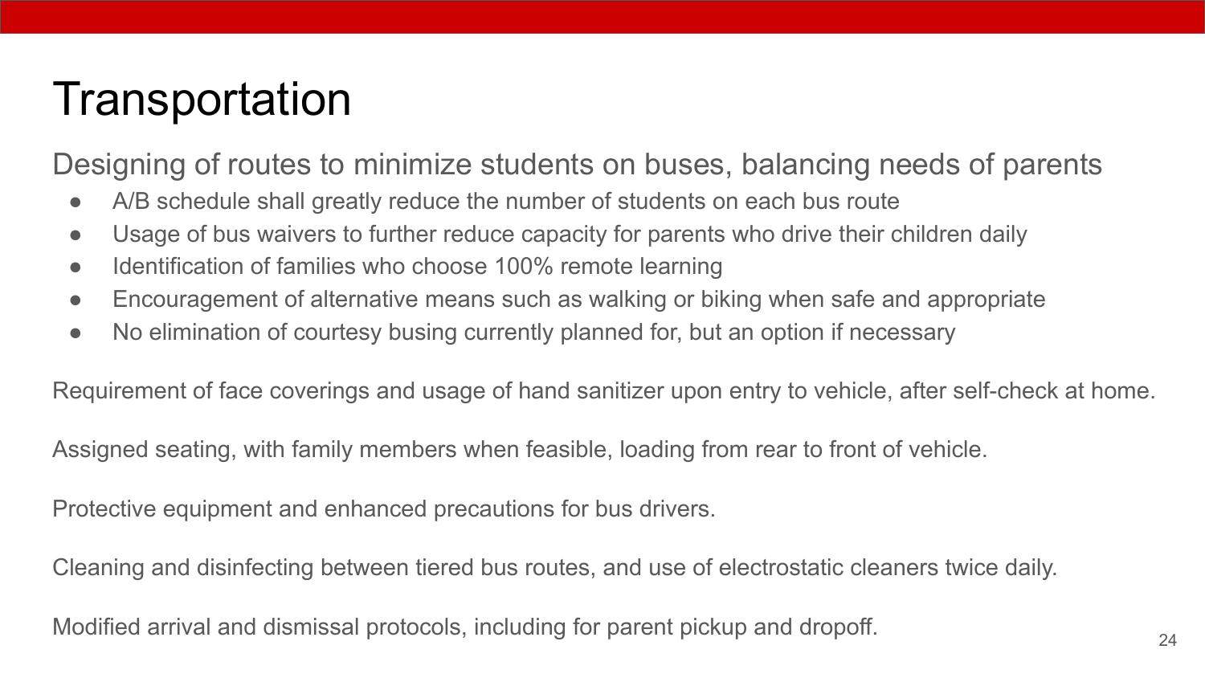# Transportation

Designing of routes to minimize students on buses, balancing needs of parents

- A/B schedule shall greatly reduce the number of students on each bus route
- Usage of bus waivers to further reduce capacity for parents who drive their children daily
- Identification of families who choose 100% remote learning
- Encouragement of alternative means such as walking or biking when safe and appropriate
- No elimination of courtesy busing currently planned for, but an option if necessary

Requirement of face coverings and usage of hand sanitizer upon entry to vehicle, after self-check at home.

Assigned seating, with family members when feasible, loading from rear to front of vehicle.

Protective equipment and enhanced precautions for bus drivers.

Cleaning and disinfecting between tiered bus routes, and use of electrostatic cleaners twice daily.

Modified arrival and dismissal protocols, including for parent pickup and dropoff.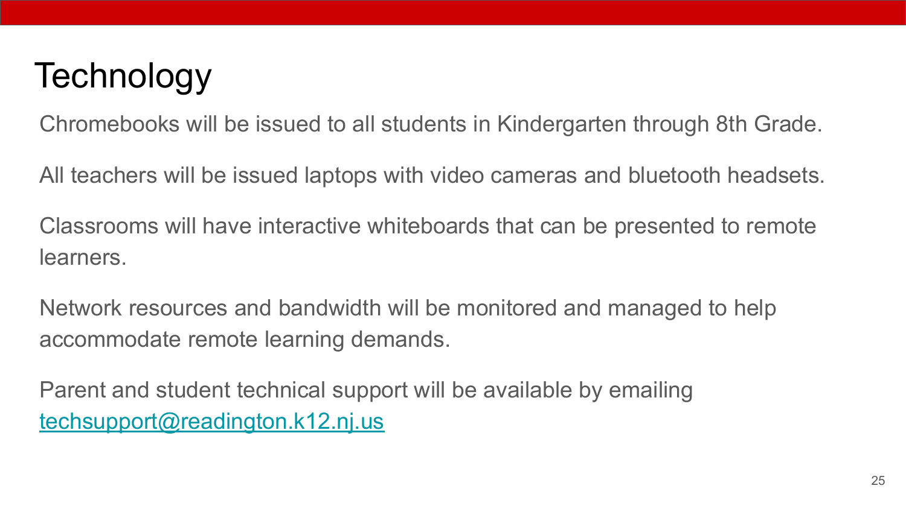# Technology

Chromebooks will be issued to all students in Kindergarten through 8th Grade.

All teachers will be issued laptops with video cameras and bluetooth headsets.

Classrooms will have interactive whiteboards that can be presented to remote learners.

Network resources and bandwidth will be monitored and managed to help accommodate remote learning demands.

Parent and student technical support will be available by emailing techsupport@readington.k12.nj.us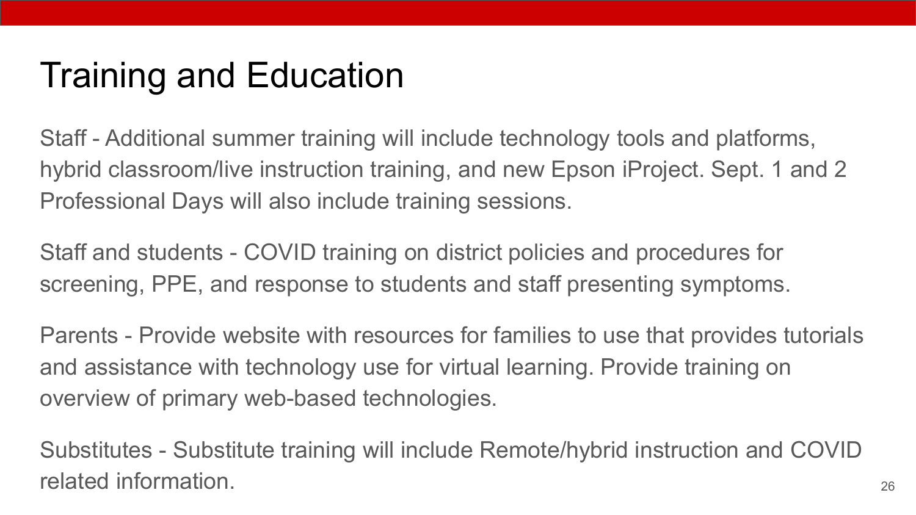# Training and Education

Staff - Additional summer training will include technology tools and platforms, hybrid classroom/live instruction training, and new Epson iProject. Sept. 1 and 2 Professional Days will also include training sessions.

Staff and students - COVID training on district policies and procedures for screening, PPE, and response to students and staff presenting symptoms.

Parents - Provide website with resources for families to use that provides tutorials and assistance with technology use for virtual learning. Provide training on overview of primary web-based technologies.

Substitutes - Substitute training will include Remote/hybrid instruction and COVID related information.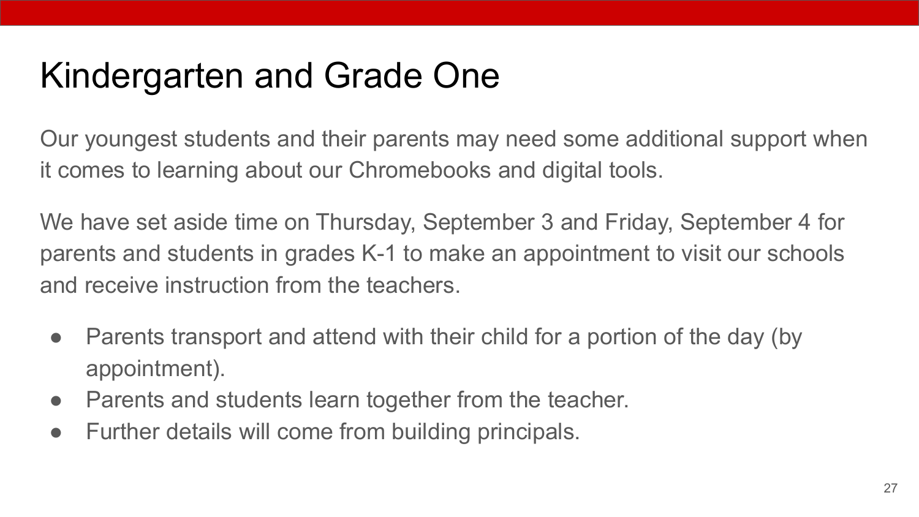# Kindergarten and Grade One

Our youngest students and their parents may need some additional support when it comes to learning about our Chromebooks and digital tools.

We have set aside time on Thursday, September 3 and Friday, September 4 for parents and students in grades K-1 to make an appointment to visit our schools and receive instruction from the teachers.

- Parents transport and attend with their child for a portion of the day (by appointment).
- Parents and students learn together from the teacher.
- Further details will come from building principals.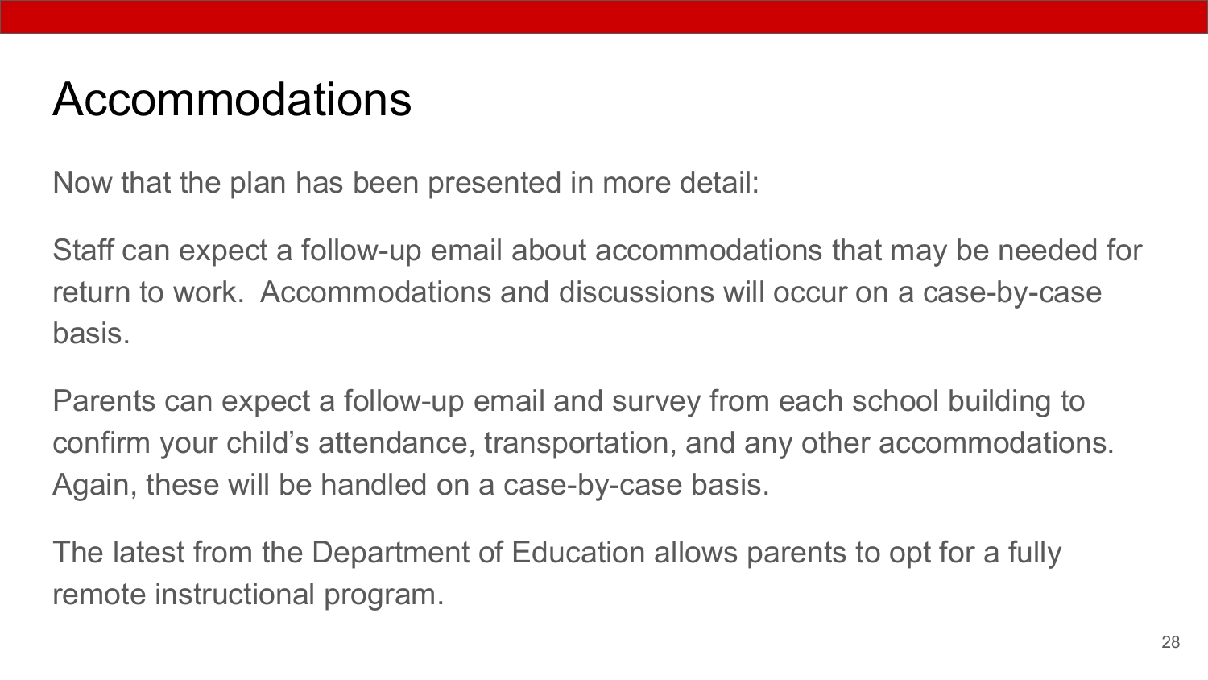# Accommodations

Now that the plan has been presented in more detail:

Staff can expect a follow-up email about accommodations that may be needed for return to work.  Accommodations and discussions will occur on a case-by-case basis.

Parents can expect a follow-up email and survey from each school building to confirm your child's attendance, transportation, and any other accommodations. Again, these will be handled on a case-by-case basis.

The latest from the Department of Education allows parents to opt for a fully remote instructional program.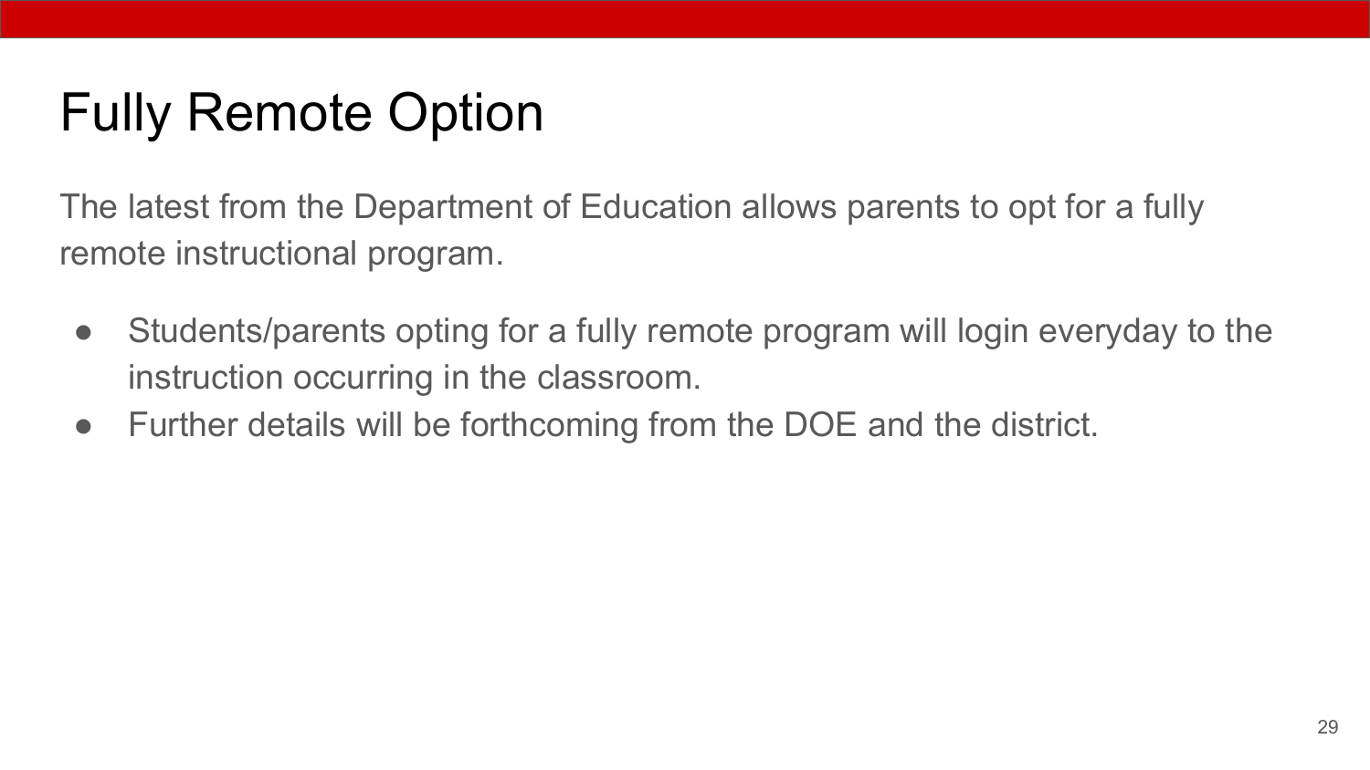# Fully Remote Option

The latest from the Department of Education allows parents to opt for a fully remote instructional program.

- Students/parents opting for a fully remote program will login everyday to the instruction occurring in the classroom.
- Further details will be forthcoming from the DOE and the district.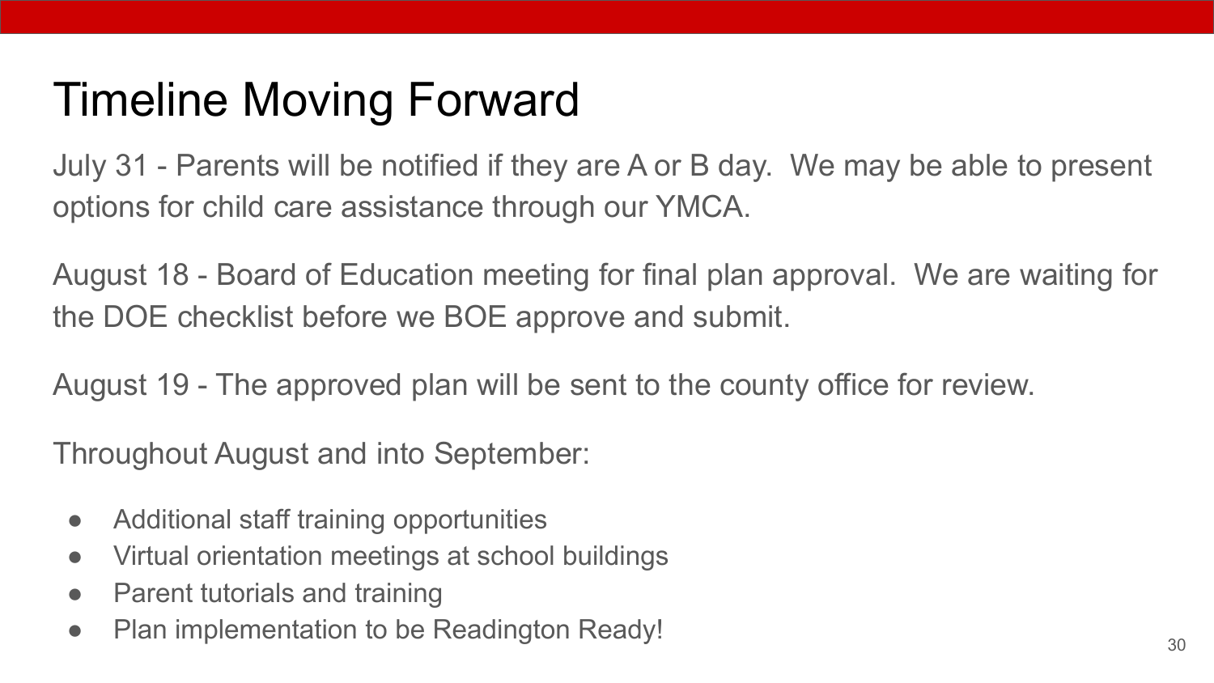# Timeline Moving Forward

July 31 - Parents will be notified if they are A or B day. We may be able to present options for child care assistance through our YMCA.

August 18 - Board of Education meeting for final plan approval. We are waiting for the DOE checklist before we BOE approve and submit.

August 19 - The approved plan will be sent to the county office for review.

Throughout August and into September:

- Additional staff training opportunities
- Virtual orientation meetings at school buildings
- Parent tutorials and training
- Plan implementation to be Readington Ready!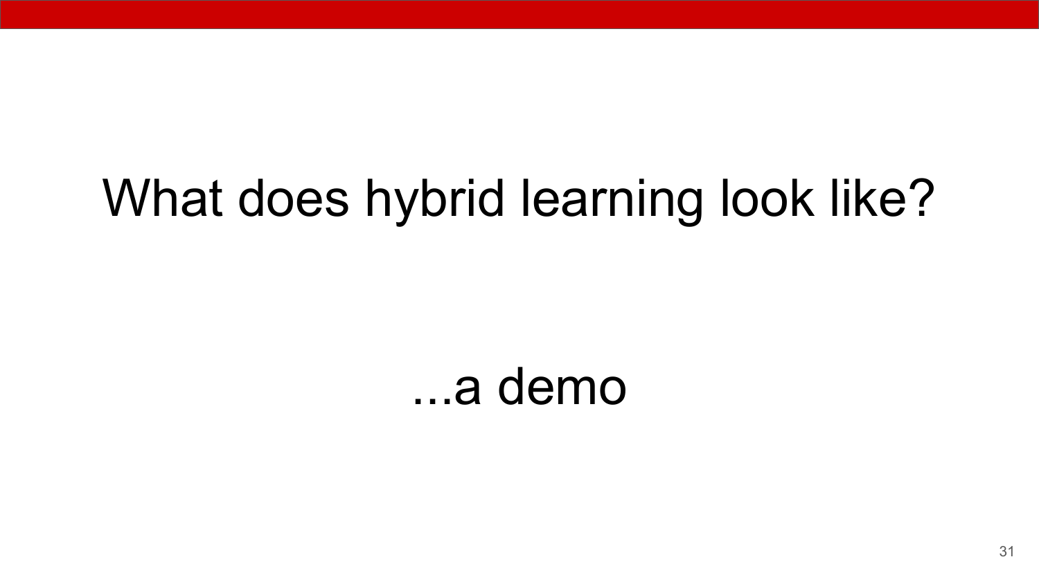# What does hybrid learning look like?

...a demo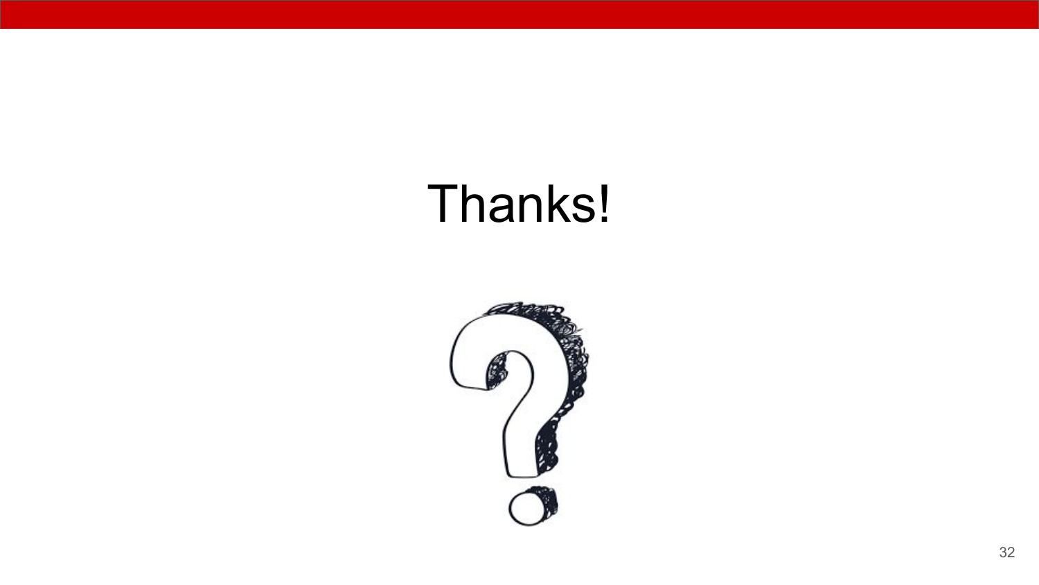# Thanks!